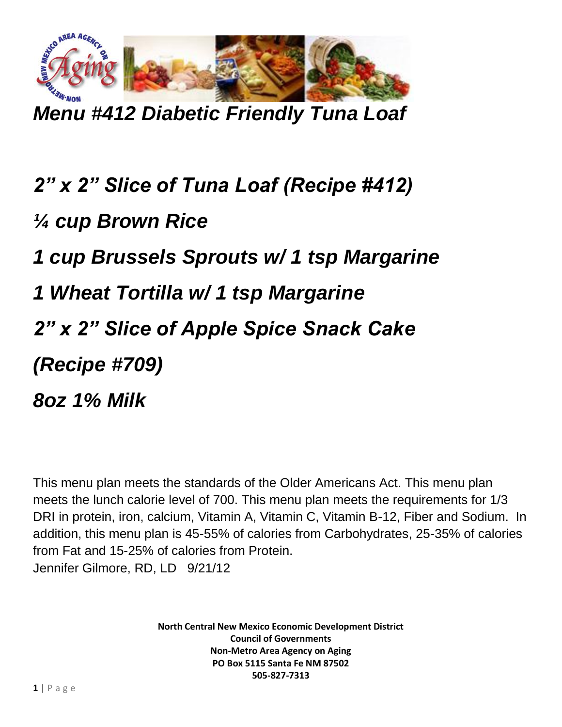# *Menu #412 Diabetic Friendly Tuna Loaf*

***2" x 2" Slice of Tuna Loaf (Recipe #412)***

***¼ cup Brown Rice***

***1 cup Brussels Sprouts w/ 1 tsp Margarine***

***1 Wheat Tortilla w/ 1 tsp Margarine***

***2" x 2" Slice of Apple Spice Snack Cake (Recipe #709)***

***8oz 1% Milk***

This menu plan meets the standards of the Older Americans Act. This menu plan meets the lunch calorie level of 700. This menu plan meets the requirements for 1/3 DRI in protein, iron, calcium, Vitamin A, Vitamin C, Vitamin B-12, Fiber and Sodium. In addition, this menu plan is 45-55% of calories from Carbohydrates, 25-35% of calories from Fat and 15-25% of calories from Protein.
Jennifer Gilmore, RD, LD 9/21/12

**North Central New Mexico Economic Development District**
**Council of Governments**
**Non-Metro Area Agency on Aging**
**PO Box 5115 Santa Fe NM 87502**
**505-827-7313**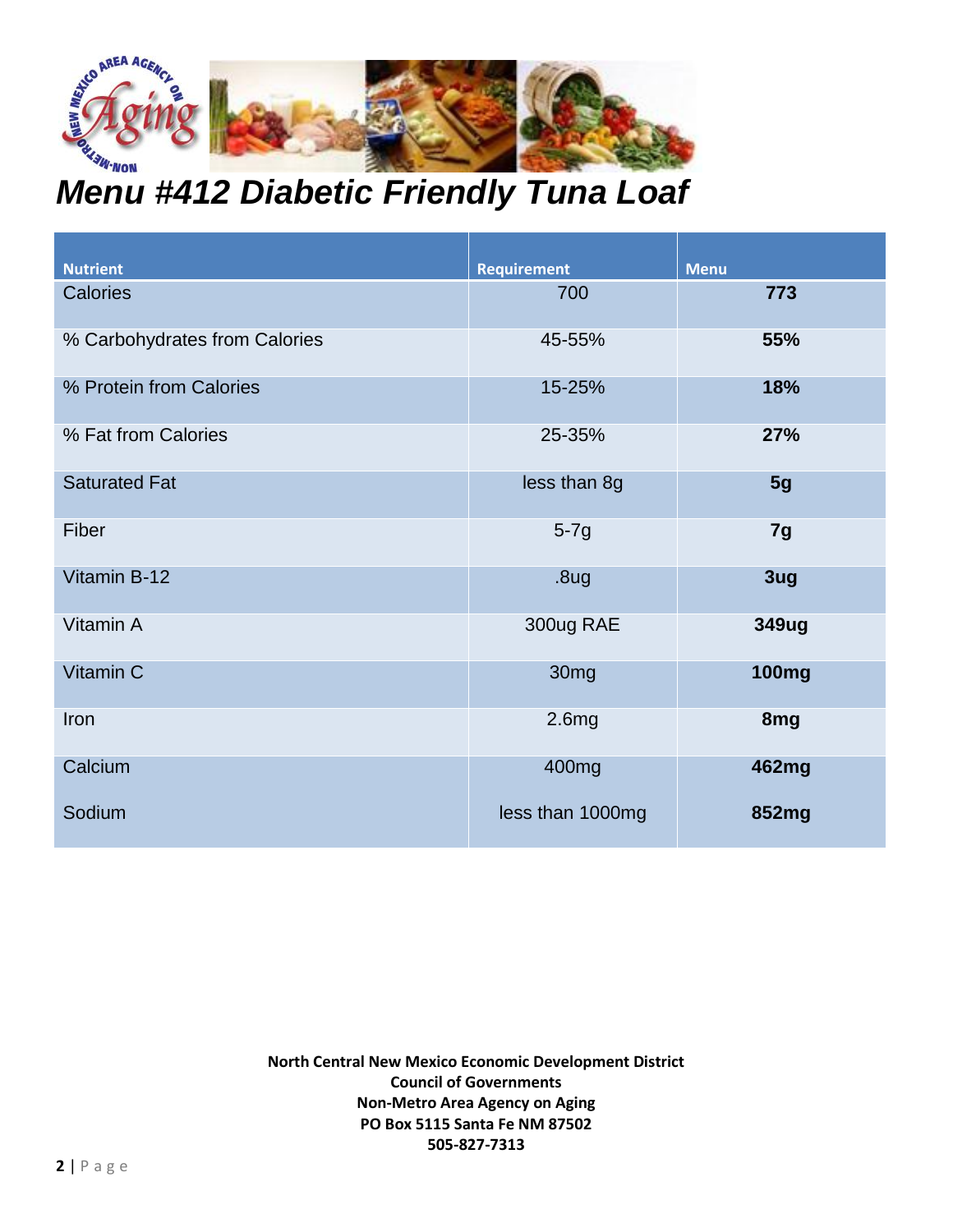# *Menu #412 Diabetic Friendly Tuna Loaf*

| Nutrient | Requirement | Menu |
|---|---|---|
| Calories | 700 | **773** |
| % Carbohydrates from Calories | 45-55% | **55%** |
| % Protein from Calories | 15-25% | **18%** |
| % Fat from Calories | 25-35% | **27%** |
| Saturated Fat | less than 8g | **5g** |
| Fiber | 5-7g | **7g** |
| Vitamin B-12 | .8ug | **3ug** |
| Vitamin A | 300ug RAE | **349ug** |
| Vitamin C | 30mg | **100mg** |
| Iron | 2.6mg | **8mg** |
| Calcium | 400mg | **462mg** |
| Sodium | less than 1000mg | **852mg** |

**North Central New Mexico Economic Development District**
**Council of Governments**
**Non-Metro Area Agency on Aging**
**PO Box 5115 Santa Fe NM 87502**
**505-827-7313**